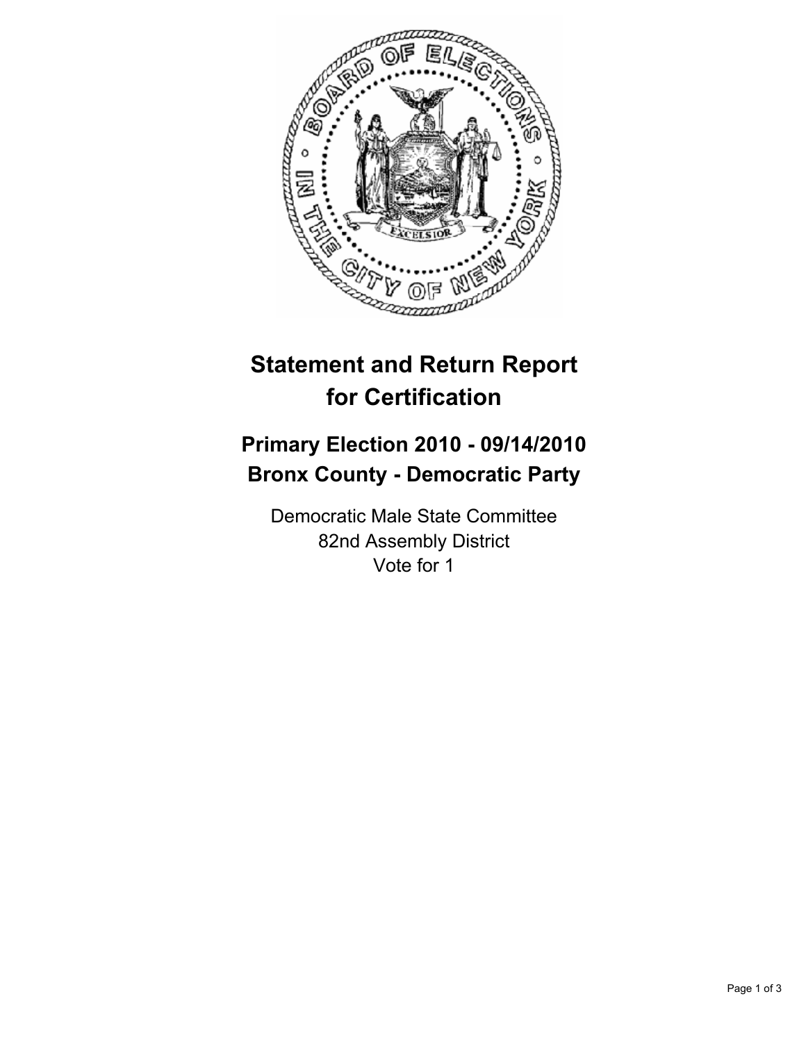# Statement and Return Report for Certification

## Primary Election 2010 - 09/14/2010
## Bronx County - Democratic Party

Democratic Male State Committee
82nd Assembly District
Vote for 1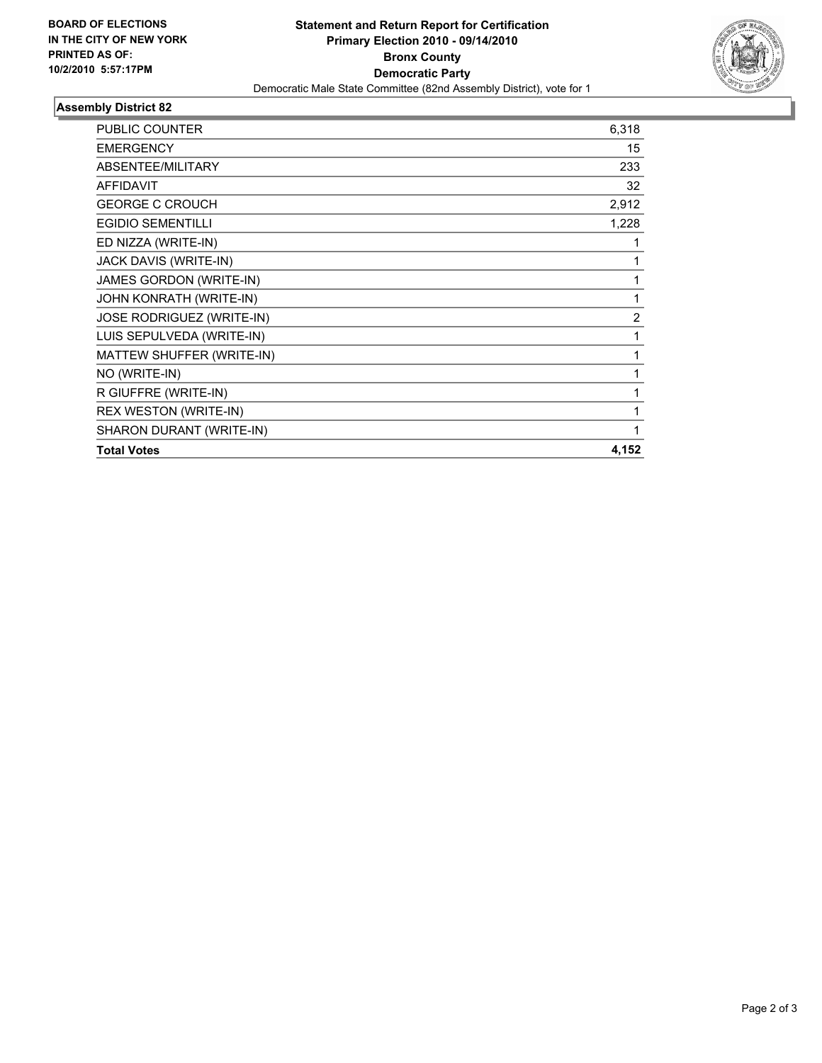**BOARD OF ELECTIONS IN THE CITY OF NEW YORK PRINTED AS OF: 10/2/2010 5:57:17PM**

**Statement and Return Report for Certification**
**Primary Election 2010 - 09/14/2010**
**Bronx County**
**Democratic Party**
Democratic Male State Committee (82nd Assembly District), vote for 1

## Assembly District 82

| | |
|---|---|
| PUBLIC COUNTER | 6,318 |
| EMERGENCY | 15 |
| ABSENTEE/MILITARY | 233 |
| AFFIDAVIT | 32 |
| GEORGE C CROUCH | 2,912 |
| EGIDIO SEMENTILLI | 1,228 |
| ED NIZZA (WRITE-IN) | 1 |
| JACK DAVIS (WRITE-IN) | 1 |
| JAMES GORDON (WRITE-IN) | 1 |
| JOHN KONRATH (WRITE-IN) | 1 |
| JOSE RODRIGUEZ (WRITE-IN) | 2 |
| LUIS SEPULVEDA (WRITE-IN) | 1 |
| MATTEW SHUFFER (WRITE-IN) | 1 |
| NO (WRITE-IN) | 1 |
| R GIUFFRE (WRITE-IN) | 1 |
| REX WESTON (WRITE-IN) | 1 |
| SHARON DURANT (WRITE-IN) | 1 |
| **Total Votes** | **4,152** |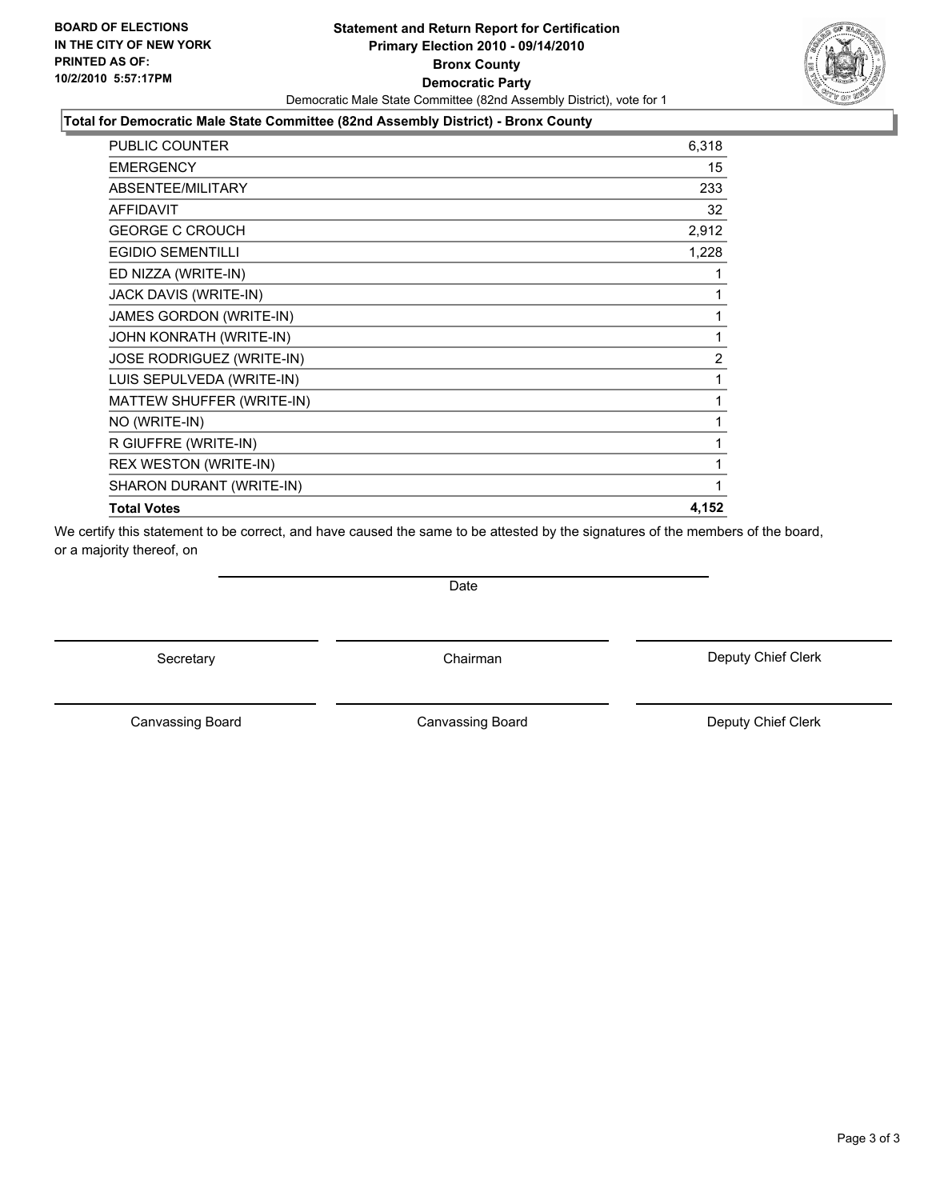**BOARD OF ELECTIONS**
**IN THE CITY OF NEW YORK**
**PRINTED AS OF:**
**10/2/2010 5:57:17PM**

**Statement and Return Report for Certification**
**Primary Election 2010 - 09/14/2010**
**Bronx County**
**Democratic Party**
Democratic Male State Committee (82nd Assembly District), vote for 1

### Total for Democratic Male State Committee (82nd Assembly District) - Bronx County

| | |
|---|---|
| PUBLIC COUNTER | 6,318 |
| EMERGENCY | 15 |
| ABSENTEE/MILITARY | 233 |
| AFFIDAVIT | 32 |
| GEORGE C CROUCH | 2,912 |
| EGIDIO SEMENTILLI | 1,228 |
| ED NIZZA (WRITE-IN) | 1 |
| JACK DAVIS (WRITE-IN) | 1 |
| JAMES GORDON (WRITE-IN) | 1 |
| JOHN KONRATH (WRITE-IN) | 1 |
| JOSE RODRIGUEZ (WRITE-IN) | 2 |
| LUIS SEPULVEDA (WRITE-IN) | 1 |
| MATTEW SHUFFER (WRITE-IN) | 1 |
| NO (WRITE-IN) | 1 |
| R GIUFFRE (WRITE-IN) | 1 |
| REX WESTON (WRITE-IN) | 1 |
| SHARON DURANT (WRITE-IN) | 1 |
| **Total Votes** | **4,152** |

We certify this statement to be correct, and have caused the same to be attested by the signatures of the members of the board, or a majority thereof, on

Date

Secretary    Chairman    Deputy Chief Clerk

Canvassing Board    Canvassing Board    Deputy Chief Clerk